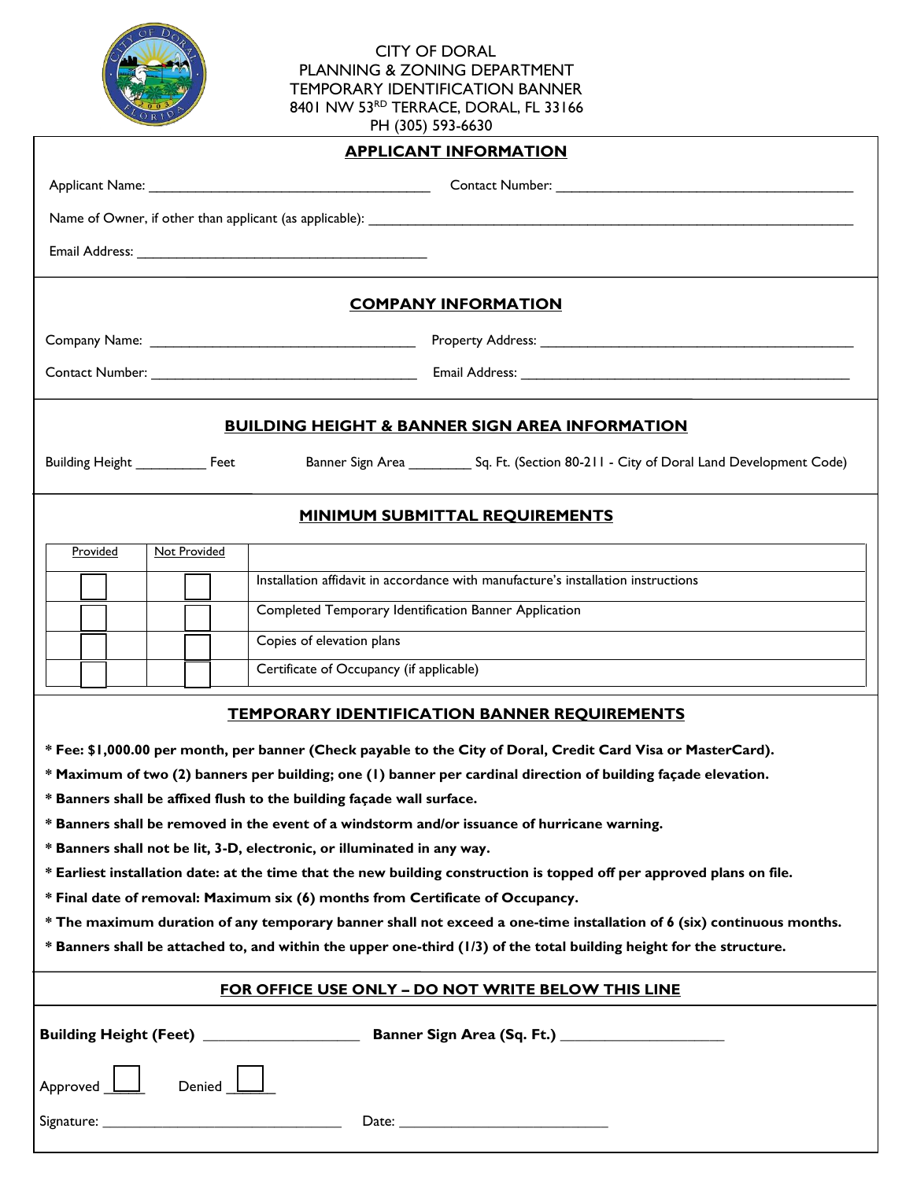CITY OF DORAL
PLANNING & ZONING DEPARTMENT
TEMPORARY IDENTIFICATION BANNER
8401 NW 53RD TERRACE, DORAL, FL 33166
PH (305) 593-6630

## APPLICANT INFORMATION

Applicant Name: ___________________________________ Contact Number: ______________________________________

Name of Owner, if other than applicant (as applicable): _________________________________________________________

Email Address: ____________________________________

## COMPANY INFORMATION

Company Name: _________________________________ Property Address: ________________________________________

Contact Number: _________________________________ Email Address: __________________________________________

## BUILDING HEIGHT & BANNER SIGN AREA INFORMATION

Building Height _________ Feet Banner Sign Area ________ Sq. Ft. (Section 80-211 - City of Doral Land Development Code)

## MINIMUM SUBMITTAL REQUIREMENTS

| Provided | Not Provided | |
|---|---|---|
| ☐ | ☐ | Installation affidavit in accordance with manufacture's installation instructions |
| ☐ | ☐ | Completed Temporary Identification Banner Application |
| ☐ | ☐ | Copies of elevation plans |
| ☐ | ☐ | Certificate of Occupancy (if applicable) |

## TEMPORARY IDENTIFICATION BANNER REQUIREMENTS

**\* Fee: $1,000.00 per month, per banner (Check payable to the City of Doral, Credit Card Visa or MasterCard).**

**\* Maximum of two (2) banners per building; one (1) banner per cardinal direction of building façade elevation.**

**\* Banners shall be affixed flush to the building façade wall surface.**

**\* Banners shall be removed in the event of a windstorm and/or issuance of hurricane warning.**

**\* Banners shall not be lit, 3-D, electronic, or illuminated in any way.**

**\* Earliest installation date: at the time that the new building construction is topped off per approved plans on file.**

**\* Final date of removal: Maximum six (6) months from Certificate of Occupancy.**

**\* The maximum duration of any temporary banner shall not exceed a one-time installation of 6 (six) continuous months.**

**\* Banners shall be attached to, and within the upper one-third (1/3) of the total building height for the structure.**

## FOR OFFICE USE ONLY – DO NOT WRITE BELOW THIS LINE

**Building Height (Feet)** ___________________ **Banner Sign Area (Sq. Ft.)** ___________________

Approved ☐ Denied ☐

Signature: ______________________________ Date: __________________________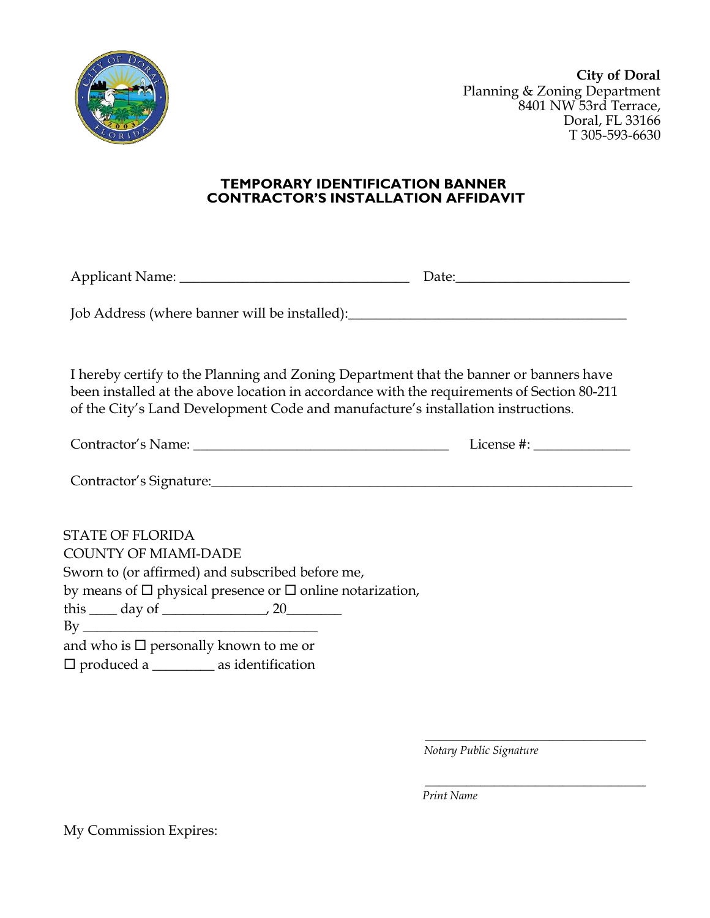**City of Doral**
Planning & Zoning Department
8401 NW 53rd Terrace,
Doral, FL 33166
T 305-593-6630

## TEMPORARY IDENTIFICATION BANNER
## CONTRACTOR'S INSTALLATION AFFIDAVIT

Applicant Name: _________________________________ Date:________________________

Job Address (where banner will be installed):________________________________________

I hereby certify to the Planning and Zoning Department that the banner or banners have been installed at the above location in accordance with the requirements of Section 80-211 of the City's Land Development Code and manufacture's installation instructions.

Contractor's Name: _____________________________________ License #: _____________

Contractor's Signature:_____________________________________________________________

STATE OF FLORIDA
COUNTY OF MIAMI-DADE
Sworn to (or affirmed) and subscribed before me,
by means of ☐ physical presence or ☐ online notarization,
this ____ day of ______________, 20_______
By __________________________________
and who is ☐ personally known to me or
☐ produced a ________ as identification

_________________________________
*Notary Public Signature*

_________________________________
*Print Name*

My Commission Expires: